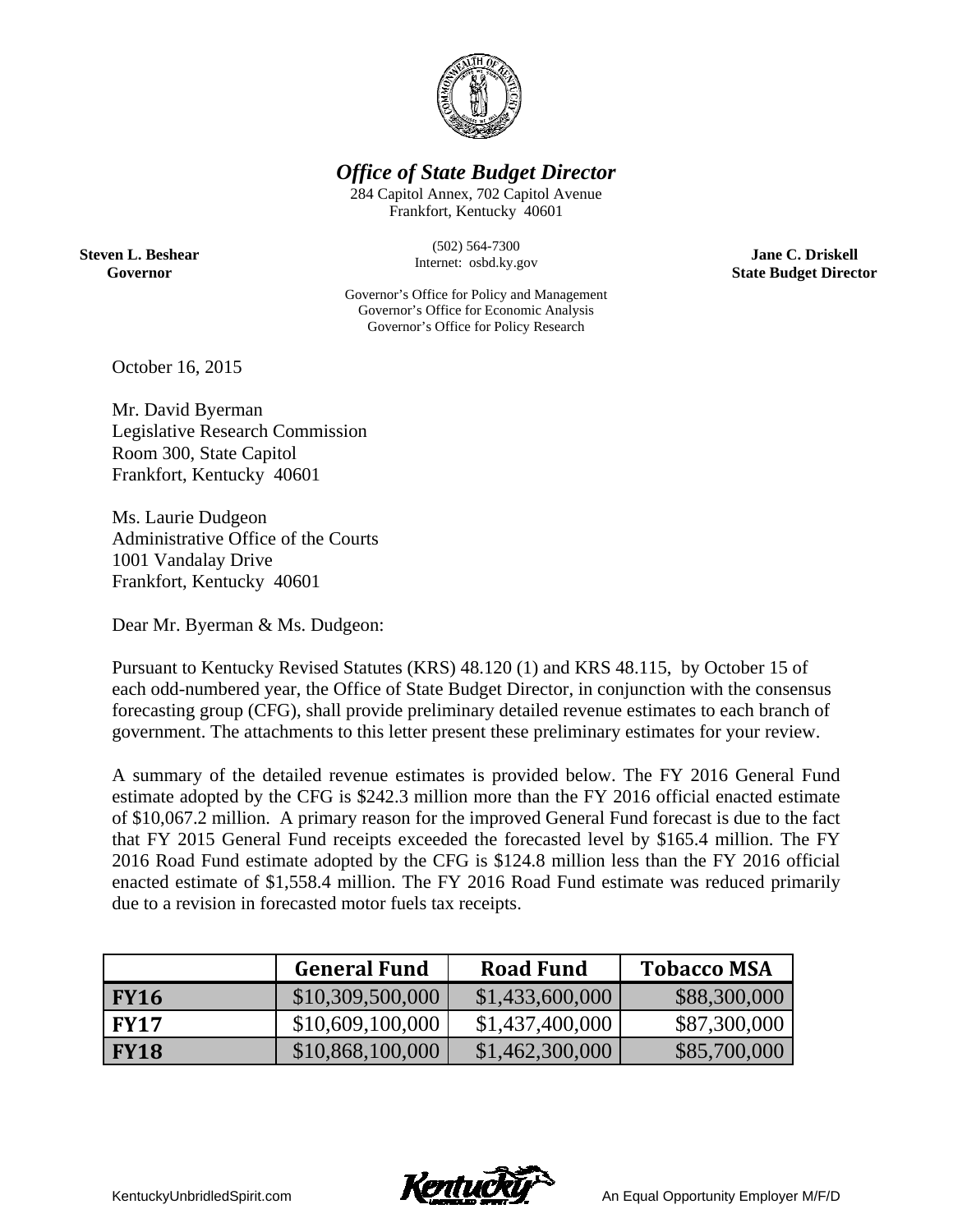# *Office of State Budget Director*

284 Capitol Annex, 702 Capitol Avenue
Frankfort, Kentucky 40601

(502) 564-7300
Internet: osbd.ky.gov

**Steven L. Beshear**
**Governor**

**Jane C. Driskell**
**State Budget Director**

Governor's Office for Policy and Management
Governor's Office for Economic Analysis
Governor's Office for Policy Research

October 16, 2015

Mr. David Byerman
Legislative Research Commission
Room 300, State Capitol
Frankfort, Kentucky 40601

Ms. Laurie Dudgeon
Administrative Office of the Courts
1001 Vandalay Drive
Frankfort, Kentucky 40601

Dear Mr. Byerman & Ms. Dudgeon:

Pursuant to Kentucky Revised Statutes (KRS) 48.120 (1) and KRS 48.115, by October 15 of each odd-numbered year, the Office of State Budget Director, in conjunction with the consensus forecasting group (CFG), shall provide preliminary detailed revenue estimates to each branch of government. The attachments to this letter present these preliminary estimates for your review.

A summary of the detailed revenue estimates is provided below. The FY 2016 General Fund estimate adopted by the CFG is $242.3 million more than the FY 2016 official enacted estimate of $10,067.2 million. A primary reason for the improved General Fund forecast is due to the fact that FY 2015 General Fund receipts exceeded the forecasted level by $165.4 million. The FY 2016 Road Fund estimate adopted by the CFG is $124.8 million less than the FY 2016 official enacted estimate of $1,558.4 million. The FY 2016 Road Fund estimate was reduced primarily due to a revision in forecasted motor fuels tax receipts.

| | General Fund | Road Fund | Tobacco MSA |
|---|---|---|---|
| **FY16** | $10,309,500,000 | $1,433,600,000 | $88,300,000 |
| **FY17** | $10,609,100,000 | $1,437,400,000 | $87,300,000 |
| **FY18** | $10,868,100,000 | $1,462,300,000 | $85,700,000 |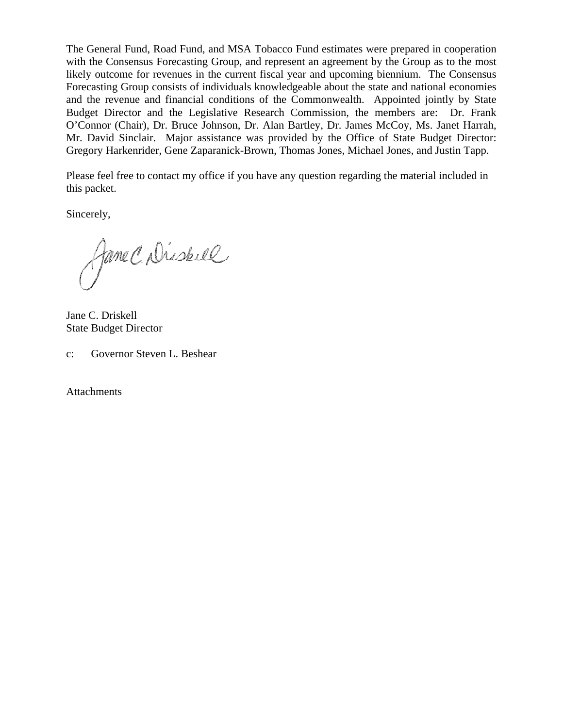The General Fund, Road Fund, and MSA Tobacco Fund estimates were prepared in cooperation with the Consensus Forecasting Group, and represent an agreement by the Group as to the most likely outcome for revenues in the current fiscal year and upcoming biennium. The Consensus Forecasting Group consists of individuals knowledgeable about the state and national economies and the revenue and financial conditions of the Commonwealth. Appointed jointly by State Budget Director and the Legislative Research Commission, the members are: Dr. Frank O'Connor (Chair), Dr. Bruce Johnson, Dr. Alan Bartley, Dr. James McCoy, Ms. Janet Harrah, Mr. David Sinclair. Major assistance was provided by the Office of State Budget Director: Gregory Harkenrider, Gene Zaparanick-Brown, Thomas Jones, Michael Jones, and Justin Tapp.

Please feel free to contact my office if you have any question regarding the material included in this packet.

Sincerely,

Jane C. Driskell

Jane C. Driskell
State Budget Director

c: Governor Steven L. Beshear

Attachments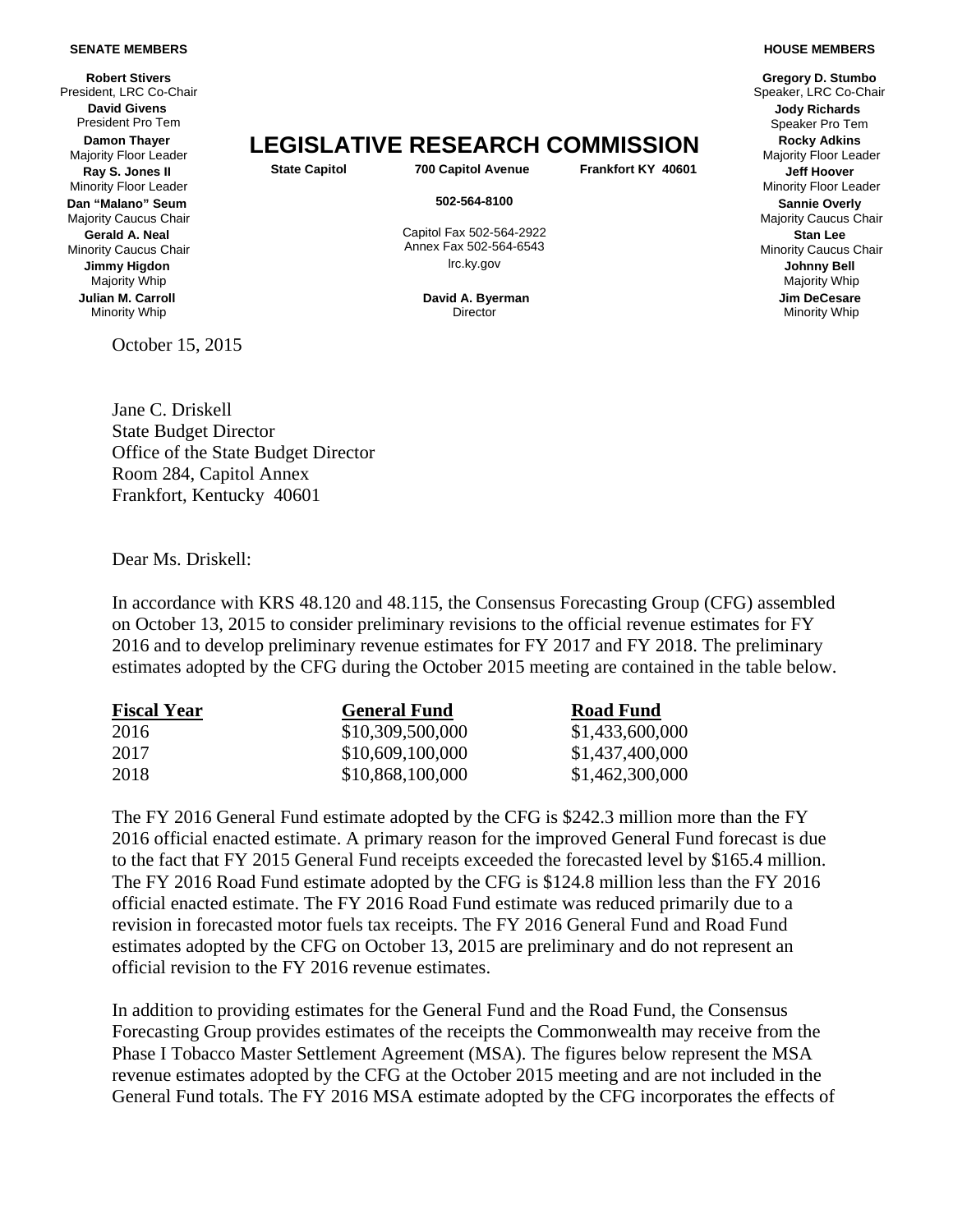**SENATE MEMBERS**

**Robert Stivers**
President, LRC Co-Chair
**David Givens**
President Pro Tem
**Damon Thayer**
Majority Floor Leader
**Ray S. Jones II**
Minority Floor Leader
**Dan "Malano" Seum**
Majority Caucus Chair
**Gerald A. Neal**
Minority Caucus Chair
**Jimmy Higdon**
Majority Whip
**Julian M. Carroll**
Minority Whip

# LEGISLATIVE RESEARCH COMMISSION

**State Capitol** **700 Capitol Avenue** **Frankfort KY 40601**

**502-564-8100**

Capitol Fax 502-564-2922
Annex Fax 502-564-6543
lrc.ky.gov

**David A. Byerman**
Director

**HOUSE MEMBERS**

**Gregory D. Stumbo**
Speaker, LRC Co-Chair
**Jody Richards**
Speaker Pro Tem
**Rocky Adkins**
Majority Floor Leader
**Jeff Hoover**
Minority Floor Leader
**Sannie Overly**
Majority Caucus Chair
**Stan Lee**
Minority Caucus Chair
**Johnny Bell**
Majority Whip
**Jim DeCesare**
Minority Whip

October 15, 2015

Jane C. Driskell
State Budget Director
Office of the State Budget Director
Room 284, Capitol Annex
Frankfort, Kentucky 40601

Dear Ms. Driskell:

In accordance with KRS 48.120 and 48.115, the Consensus Forecasting Group (CFG) assembled on October 13, 2015 to consider preliminary revisions to the official revenue estimates for FY 2016 and to develop preliminary revenue estimates for FY 2017 and FY 2018. The preliminary estimates adopted by the CFG during the October 2015 meeting are contained in the table below.

| Fiscal Year | General Fund | Road Fund |
|---|---|---|
| 2016 | $10,309,500,000 | $1,433,600,000 |
| 2017 | $10,609,100,000 | $1,437,400,000 |
| 2018 | $10,868,100,000 | $1,462,300,000 |

The FY 2016 General Fund estimate adopted by the CFG is $242.3 million more than the FY 2016 official enacted estimate. A primary reason for the improved General Fund forecast is due to the fact that FY 2015 General Fund receipts exceeded the forecasted level by $165.4 million. The FY 2016 Road Fund estimate adopted by the CFG is $124.8 million less than the FY 2016 official enacted estimate. The FY 2016 Road Fund estimate was reduced primarily due to a revision in forecasted motor fuels tax receipts. The FY 2016 General Fund and Road Fund estimates adopted by the CFG on October 13, 2015 are preliminary and do not represent an official revision to the FY 2016 revenue estimates.

In addition to providing estimates for the General Fund and the Road Fund, the Consensus Forecasting Group provides estimates of the receipts the Commonwealth may receive from the Phase I Tobacco Master Settlement Agreement (MSA). The figures below represent the MSA revenue estimates adopted by the CFG at the October 2015 meeting and are not included in the General Fund totals. The FY 2016 MSA estimate adopted by the CFG incorporates the effects of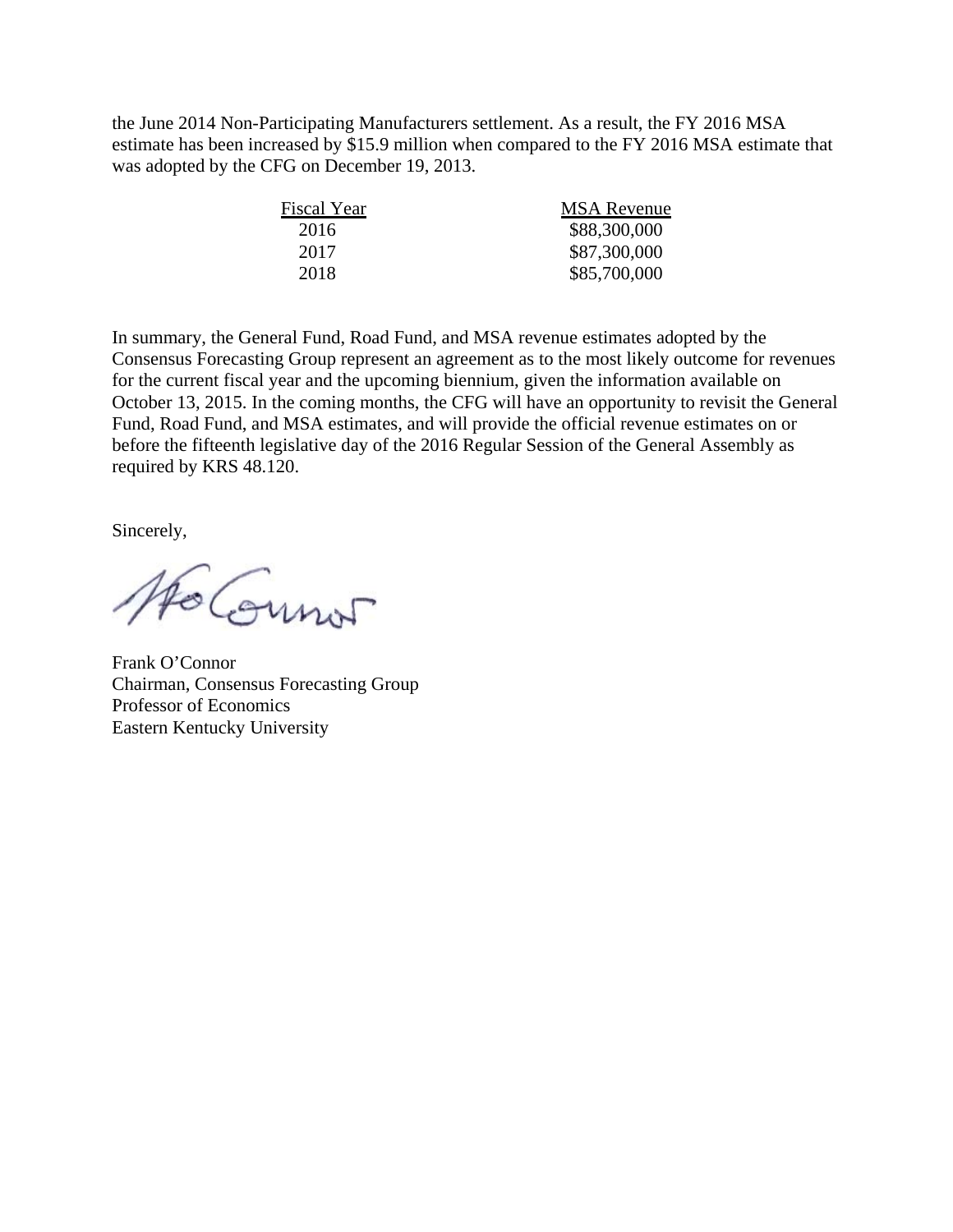the June 2014 Non-Participating Manufacturers settlement. As a result, the FY 2016 MSA estimate has been increased by $15.9 million when compared to the FY 2016 MSA estimate that was adopted by the CFG on December 19, 2013.

| Fiscal Year | MSA Revenue |
| --- | --- |
| 2016 | $88,300,000 |
| 2017 | $87,300,000 |
| 2018 | $85,700,000 |

In summary, the General Fund, Road Fund, and MSA revenue estimates adopted by the Consensus Forecasting Group represent an agreement as to the most likely outcome for revenues for the current fiscal year and the upcoming biennium, given the information available on October 13, 2015. In the coming months, the CFG will have an opportunity to revisit the General Fund, Road Fund, and MSA estimates, and will provide the official revenue estimates on or before the fifteenth legislative day of the 2016 Regular Session of the General Assembly as required by KRS 48.120.

Sincerely,

Frank O'Connor
Chairman, Consensus Forecasting Group
Professor of Economics
Eastern Kentucky University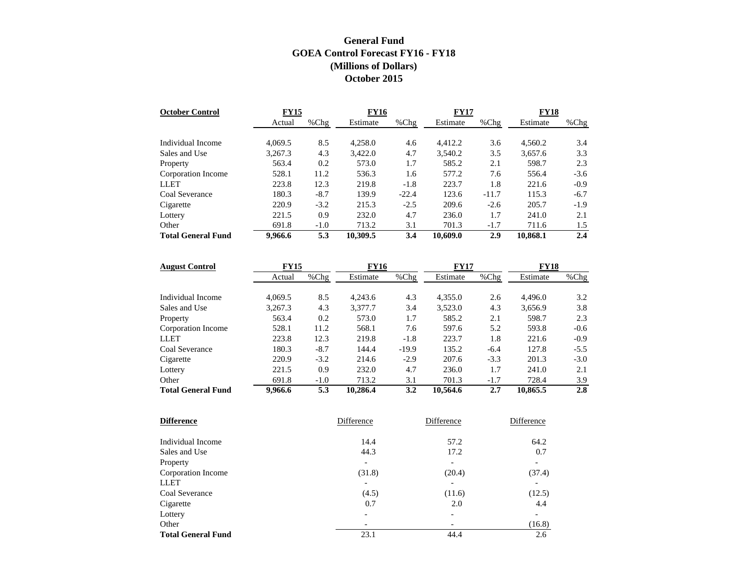# General Fund
# GOEA Control Forecast FY16 - FY18
# (Millions of Dollars)
# October 2015

| October Control | FY15 | | FY16 | | FY17 | | FY18 | |
|---|---|---|---|---|---|---|---|---|
| | Actual | %Chg | Estimate | %Chg | Estimate | %Chg | Estimate | %Chg |
| Individual Income | 4,069.5 | 8.5 | 4,258.0 | 4.6 | 4,412.2 | 3.6 | 4,560.2 | 3.4 |
| Sales and Use | 3,267.3 | 4.3 | 3,422.0 | 4.7 | 3,540.2 | 3.5 | 3,657.6 | 3.3 |
| Property | 563.4 | 0.2 | 573.0 | 1.7 | 585.2 | 2.1 | 598.7 | 2.3 |
| Corporation Income | 528.1 | 11.2 | 536.3 | 1.6 | 577.2 | 7.6 | 556.4 | -3.6 |
| LLET | 223.8 | 12.3 | 219.8 | -1.8 | 223.7 | 1.8 | 221.6 | -0.9 |
| Coal Severance | 180.3 | -8.7 | 139.9 | -22.4 | 123.6 | -11.7 | 115.3 | -6.7 |
| Cigarette | 220.9 | -3.2 | 215.3 | -2.5 | 209.6 | -2.6 | 205.7 | -1.9 |
| Lottery | 221.5 | 0.9 | 232.0 | 4.7 | 236.0 | 1.7 | 241.0 | 2.1 |
| Other | 691.8 | -1.0 | 713.2 | 3.1 | 701.3 | -1.7 | 711.6 | 1.5 |
| **Total General Fund** | **9,966.6** | **5.3** | **10,309.5** | **3.4** | **10,609.0** | **2.9** | **10,868.1** | **2.4** |

| August Control | FY15 | | FY16 | | FY17 | | FY18 | |
|---|---|---|---|---|---|---|---|---|
| | Actual | %Chg | Estimate | %Chg | Estimate | %Chg | Estimate | %Chg |
| Individual Income | 4,069.5 | 8.5 | 4,243.6 | 4.3 | 4,355.0 | 2.6 | 4,496.0 | 3.2 |
| Sales and Use | 3,267.3 | 4.3 | 3,377.7 | 3.4 | 3,523.0 | 4.3 | 3,656.9 | 3.8 |
| Property | 563.4 | 0.2 | 573.0 | 1.7 | 585.2 | 2.1 | 598.7 | 2.3 |
| Corporation Income | 528.1 | 11.2 | 568.1 | 7.6 | 597.6 | 5.2 | 593.8 | -0.6 |
| LLET | 223.8 | 12.3 | 219.8 | -1.8 | 223.7 | 1.8 | 221.6 | -0.9 |
| Coal Severance | 180.3 | -8.7 | 144.4 | -19.9 | 135.2 | -6.4 | 127.8 | -5.5 |
| Cigarette | 220.9 | -3.2 | 214.6 | -2.9 | 207.6 | -3.3 | 201.3 | -3.0 |
| Lottery | 221.5 | 0.9 | 232.0 | 4.7 | 236.0 | 1.7 | 241.0 | 2.1 |
| Other | 691.8 | -1.0 | 713.2 | 3.1 | 701.3 | -1.7 | 728.4 | 3.9 |
| **Total General Fund** | **9,966.6** | **5.3** | **10,286.4** | **3.2** | **10,564.6** | **2.7** | **10,865.5** | **2.8** |

| Difference | Difference | Difference | Difference |
|---|---|---|---|
| Individual Income | 14.4 | 57.2 | 64.2 |
| Sales and Use | 44.3 | 17.2 | 0.7 |
| Property | - | - | - |
| Corporation Income | (31.8) | (20.4) | (37.4) |
| LLET | - | - | - |
| Coal Severance | (4.5) | (11.6) | (12.5) |
| Cigarette | 0.7 | 2.0 | 4.4 |
| Lottery | - | - | - |
| Other | - | - | (16.8) |
| **Total General Fund** | 23.1 | 44.4 | 2.6 |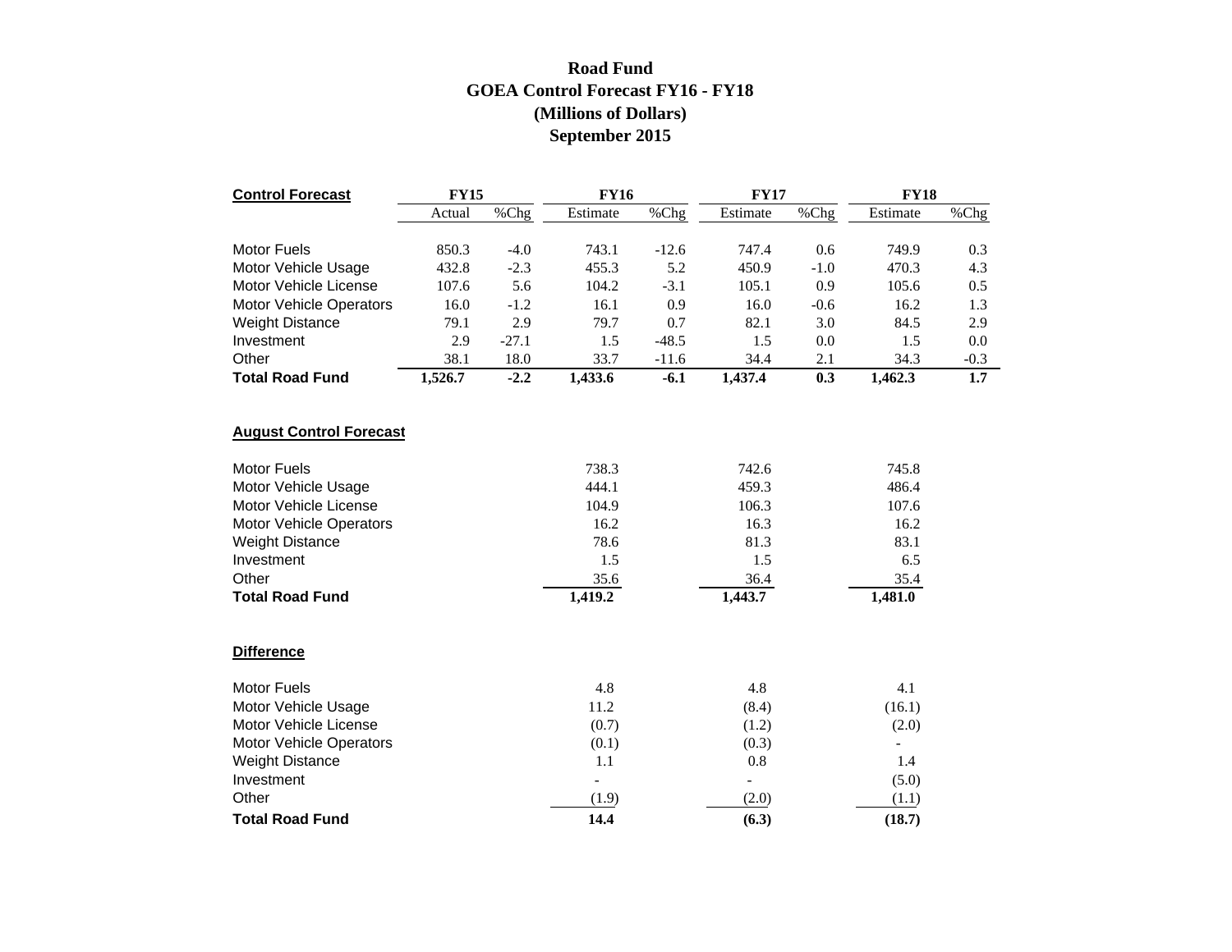# Road Fund
## GOEA Control Forecast FY16 - FY18
## (Millions of Dollars)
## September 2015

| Control Forecast | FY15 | | FY16 | | FY17 | | FY18 | |
|---|---|---|---|---|---|---|---|---|
| | Actual | %Chg | Estimate | %Chg | Estimate | %Chg | Estimate | %Chg |
| Motor Fuels | 850.3 | -4.0 | 743.1 | -12.6 | 747.4 | 0.6 | 749.9 | 0.3 |
| Motor Vehicle Usage | 432.8 | -2.3 | 455.3 | 5.2 | 450.9 | -1.0 | 470.3 | 4.3 |
| Motor Vehicle License | 107.6 | 5.6 | 104.2 | -3.1 | 105.1 | 0.9 | 105.6 | 0.5 |
| Motor Vehicle Operators | 16.0 | -1.2 | 16.1 | 0.9 | 16.0 | -0.6 | 16.2 | 1.3 |
| Weight Distance | 79.1 | 2.9 | 79.7 | 0.7 | 82.1 | 3.0 | 84.5 | 2.9 |
| Investment | 2.9 | -27.1 | 1.5 | -48.5 | 1.5 | 0.0 | 1.5 | 0.0 |
| Other | 38.1 | 18.0 | 33.7 | -11.6 | 34.4 | 2.1 | 34.3 | -0.3 |
| **Total Road Fund** | **1,526.7** | **-2.2** | **1,433.6** | **-6.1** | **1,437.4** | **0.3** | **1,462.3** | **1.7** |

| August Control Forecast | FY16 | FY17 | FY18 |
|---|---|---|---|
| Motor Fuels | 738.3 | 742.6 | 745.8 |
| Motor Vehicle Usage | 444.1 | 459.3 | 486.4 |
| Motor Vehicle License | 104.9 | 106.3 | 107.6 |
| Motor Vehicle Operators | 16.2 | 16.3 | 16.2 |
| Weight Distance | 78.6 | 81.3 | 83.1 |
| Investment | 1.5 | 1.5 | 6.5 |
| Other | 35.6 | 36.4 | 35.4 |
| **Total Road Fund** | **1,419.2** | **1,443.7** | **1,481.0** |

| Difference | FY16 | FY17 | FY18 |
|---|---|---|---|
| Motor Fuels | 4.8 | 4.8 | 4.1 |
| Motor Vehicle Usage | 11.2 | (8.4) | (16.1) |
| Motor Vehicle License | (0.7) | (1.2) | (2.0) |
| Motor Vehicle Operators | (0.1) | (0.3) | - |
| Weight Distance | 1.1 | 0.8 | 1.4 |
| Investment | - | - | (5.0) |
| Other | (1.9) | (2.0) | (1.1) |
| **Total Road Fund** | **14.4** | **(6.3)** | **(18.7)** |